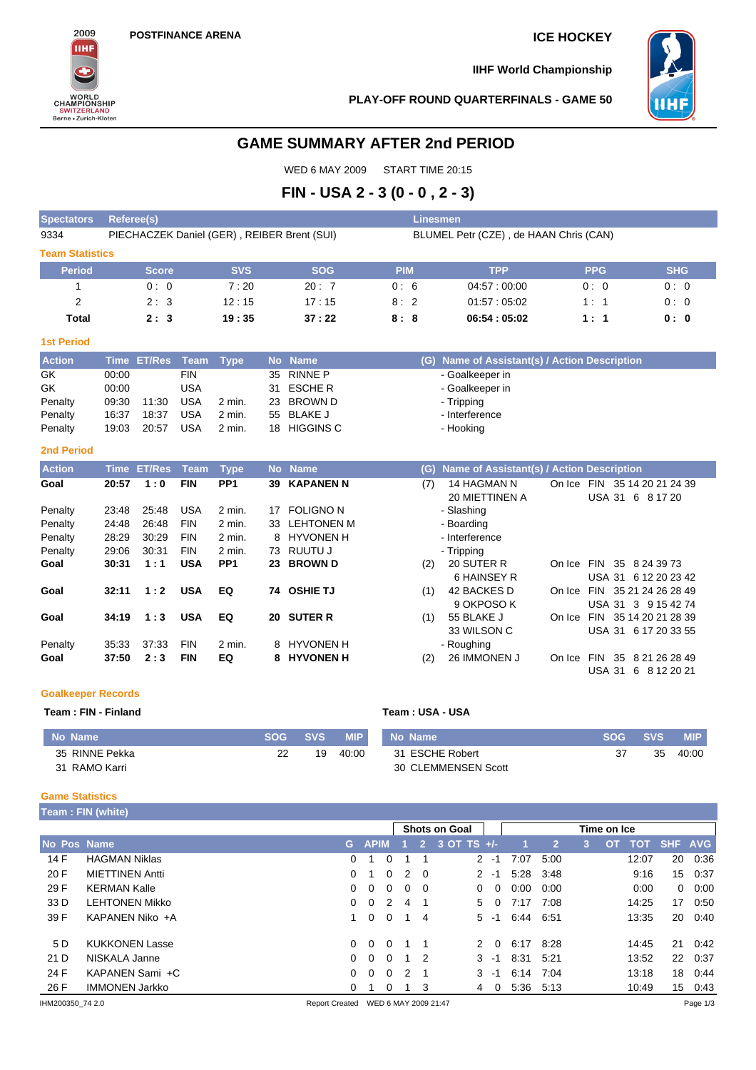2009 IIHF WORLD CHAMPIONSHIP SWITZERLAND Berne • Zurich-Kloten

**POSTFINANCE ARENA**

**ICE HOCKEY**

**IIHF World Championship**

**PLAY-OFF ROUND QUARTERFINALS - GAME 50**

# GAME SUMMARY AFTER 2nd PERIOD

WED 6 MAY 2009 START TIME 20:15

## FIN - USA 2 - 3 (0 - 0 , 2 - 3)

| Spectators | Referee(s) | Linesmen |
|---|---|---|
| 9334 | PIECHACZEK Daniel (GER) , REIBER Brent (SUI) | BLUMEL Petr (CZE) , de HAAN Chris (CAN) |

### Team Statistics

| Period | Score | SVS | SOG | PIM | TPP | PPG | SHG |
|---|---|---|---|---|---|---|---|
| 1 | 0 : 0 | 7 : 20 | 20 : 7 | 0 : 6 | 04:57 : 00:00 | 0 : 0 | 0 : 0 |
| 2 | 2 : 3 | 12 : 15 | 17 : 15 | 8 : 2 | 01:57 : 05:02 | 1 : 1 | 0 : 0 |
| **Total** | **2 : 3** | **19 : 35** | **37 : 22** | **8 : 8** | **06:54 : 05:02** | **1 : 1** | **0 : 0** |

### 1st Period

| Action | Time | ET/Res | Team | Type | No | Name | (G) | Name of Assistant(s) / Action Description |
|---|---|---|---|---|---|---|---|---|
| GK | 00:00 | | FIN | | 35 | RINNE P | | - Goalkeeper in |
| GK | 00:00 | | USA | | 31 | ESCHE R | | - Goalkeeper in |
| Penalty | 09:30 | 11:30 | USA | 2 min. | 23 | BROWN D | | - Tripping |
| Penalty | 16:37 | 18:37 | USA | 2 min. | 55 | BLAKE J | | - Interference |
| Penalty | 19:03 | 20:57 | USA | 2 min. | 18 | HIGGINS C | | - Hooking |

### 2nd Period

| Action | Time | ET/Res | Team | Type | No | Name | (G) | Name of Assistant(s) / Action Description | On Ice |
|---|---|---|---|---|---|---|---|---|---|
| **Goal** | **20:57** | **1 : 0** | **FIN** | **PP1** | **39** | **KAPANEN N** | (7) | 14 HAGMAN N<br>20 MIETTINEN A | FIN 35 14 20 21 24 39<br>USA 31 6 8 17 20 |
| Penalty | 23:48 | 25:48 | USA | 2 min. | 17 | FOLIGNO N | | - Slashing | |
| Penalty | 24:48 | 26:48 | FIN | 2 min. | 33 | LEHTONEN M | | - Boarding | |
| Penalty | 28:29 | 30:29 | FIN | 2 min. | 8 | HYVONEN H | | - Interference | |
| Penalty | 29:06 | 30:31 | FIN | 2 min. | 73 | RUUTU J | | - Tripping | |
| **Goal** | **30:31** | **1 : 1** | **USA** | **PP1** | **23** | **BROWN D** | (2) | 20 SUTER R<br>6 HAINSEY R | FIN 35 8 24 39 73<br>USA 31 6 12 20 23 42 |
| **Goal** | **32:11** | **1 : 2** | **USA** | **EQ** | **74** | **OSHIE TJ** | (1) | 42 BACKES D<br>9 OKPOSO K | FIN 35 21 24 26 28 49<br>USA 31 3 9 15 42 74 |
| **Goal** | **34:19** | **1 : 3** | **USA** | **EQ** | **20** | **SUTER R** | (1) | 55 BLAKE J<br>33 WILSON C | FIN 35 14 20 21 28 39<br>USA 31 6 17 20 33 55 |
| Penalty | 35:33 | 37:33 | FIN | 2 min. | 8 | HYVONEN H | | - Roughing | |
| **Goal** | **37:50** | **2 : 3** | **FIN** | **EQ** | **8** | **HYVONEN H** | (2) | 26 IMMONEN J | FIN 35 8 21 26 28 49<br>USA 31 6 8 12 20 21 |

### Goalkeeper Records

**Team : FIN - Finland**

| No | Name | SOG | SVS | MIP |
|---|---|---|---|---|
| 35 | RINNE Pekka | 22 | 19 | 40:00 |
| 31 | RAMO Karri | | | |

**Team : USA - USA**

| No | Name | SOG | SVS | MIP |
|---|---|---|---|---|
| 31 | ESCHE Robert | 37 | 35 | 40:00 |
| 30 | CLEMMENSEN Scott | | | |

### Game Statistics

**Team : FIN (white)**

| No | Pos | Name | G | A | PIM | SOG 1 | SOG 2 | SOG 3 | SOG OT | SOG TS | +/- | TOI 1 | TOI 2 | TOI 3 | TOI OT | TOT | SHF | AVG |
|---|---|---|---|---|---|---|---|---|---|---|---|---|---|---|---|---|---|---|
| 14 | F | HAGMAN Niklas | 0 | 1 | 0 | 1 | 1 | | | 2 | -1 | 7:07 | 5:00 | | | 12:07 | 20 | 0:36 |
| 20 | F | MIETTINEN Antti | 0 | 1 | 0 | 2 | 0 | | | 2 | -1 | 5:28 | 3:48 | | | 9:16 | 15 | 0:37 |
| 29 | F | KERMAN Kalle | 0 | 0 | 0 | 0 | 0 | | | 0 | 0 | 0:00 | 0:00 | | | 0:00 | 0 | 0:00 |
| 33 | D | LEHTONEN Mikko | 0 | 0 | 2 | 4 | 1 | | | 5 | 0 | 7:17 | 7:08 | | | 14:25 | 17 | 0:50 |
| 39 | F | KAPANEN Niko +A | 1 | 0 | 0 | 1 | 4 | | | 5 | -1 | 6:44 | 6:51 | | | 13:35 | 20 | 0:40 |
| 5 | D | KUKKONEN Lasse | 0 | 0 | 0 | 1 | 1 | | | 2 | 0 | 6:17 | 8:28 | | | 14:45 | 21 | 0:42 |
| 21 | D | NISKALA Janne | 0 | 0 | 0 | 1 | 2 | | | 3 | -1 | 8:31 | 5:21 | | | 13:52 | 22 | 0:37 |
| 24 | F | KAPANEN Sami +C | 0 | 0 | 0 | 2 | 1 | | | 3 | -1 | 6:14 | 7:04 | | | 13:18 | 18 | 0:44 |
| 26 | F | IMMONEN Jarkko | 0 | 1 | 0 | 1 | 3 | | | 4 | 0 | 5:36 | 5:13 | | | 10:49 | 15 | 0:43 |

IHM200350_74 2.0 Report Created WED 6 MAY 2009 21:47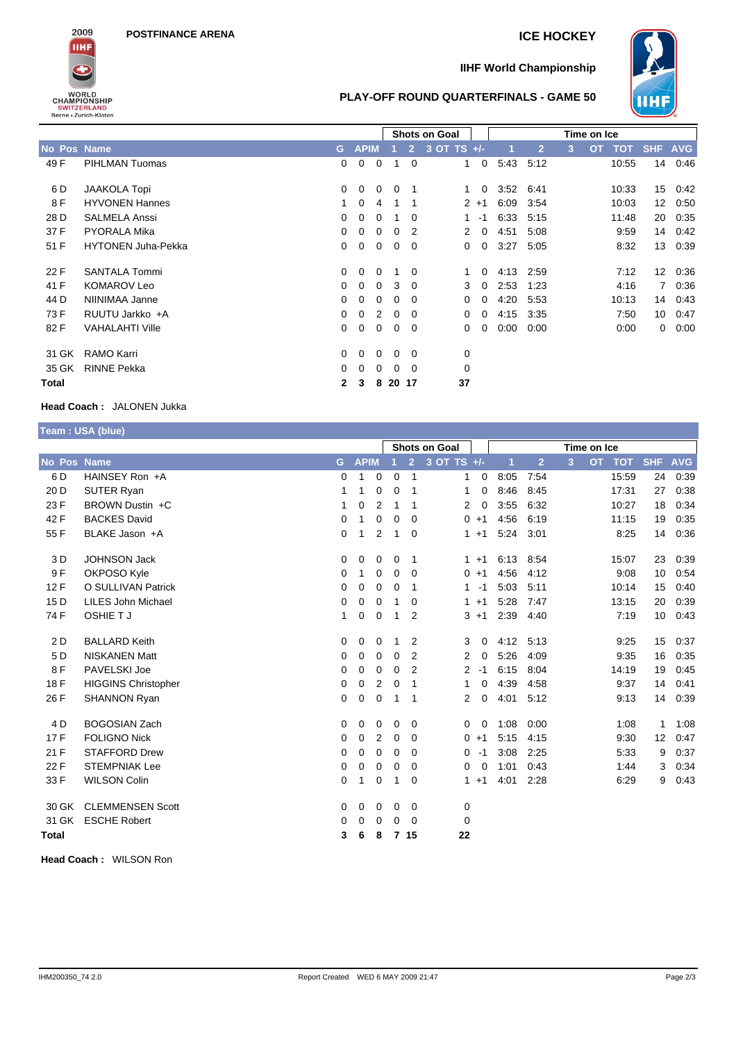POSTFINANCE ARENA

ICE HOCKEY

IIHF World Championship

PLAY-OFF ROUND QUARTERFINALS - GAME 50

| No | Pos | Name | G | A | PIM | SOG 1 | SOG 2 | SOG 3 | SOG OT | SOG TS | +/- | TOI 1 | TOI 2 | TOI 3 | TOI OT | TOT | SHF | AVG |
|---|---|---|---|---|---|---|---|---|---|---|---|---|---|---|---|---|---|---|
| 49 | F | PIHLMAN Tuomas | 0 | 0 | 0 | 1 | 0 | | | 1 | 0 | 5:43 | 5:12 | | | 10:55 | 14 | 0:46 |
| 6 | D | JAAKOLA Topi | 0 | 0 | 0 | 0 | 1 | | | 1 | 0 | 3:52 | 6:41 | | | 10:33 | 15 | 0:42 |
| 8 | F | HYVONEN Hannes | 1 | 0 | 4 | 1 | 1 | | | 2 | +1 | 6:09 | 3:54 | | | 10:03 | 12 | 0:50 |
| 28 | D | SALMELA Anssi | 0 | 0 | 0 | 1 | 0 | | | 1 | -1 | 6:33 | 5:15 | | | 11:48 | 20 | 0:35 |
| 37 | F | PYORALA Mika | 0 | 0 | 0 | 0 | 2 | | | 2 | 0 | 4:51 | 5:08 | | | 9:59 | 14 | 0:42 |
| 51 | F | HYTONEN Juha-Pekka | 0 | 0 | 0 | 0 | 0 | | | 0 | 0 | 3:27 | 5:05 | | | 8:32 | 13 | 0:39 |
| 22 | F | SANTALA Tommi | 0 | 0 | 0 | 1 | 0 | | | 1 | 0 | 4:13 | 2:59 | | | 7:12 | 12 | 0:36 |
| 41 | F | KOMAROV Leo | 0 | 0 | 0 | 3 | 0 | | | 3 | 0 | 2:53 | 1:23 | | | 4:16 | 7 | 0:36 |
| 44 | D | NIINIMAA Janne | 0 | 0 | 0 | 0 | 0 | | | 0 | 0 | 4:20 | 5:53 | | | 10:13 | 14 | 0:43 |
| 73 | F | RUUTU Jarkko +A | 0 | 0 | 2 | 0 | 0 | | | 0 | 0 | 4:15 | 3:35 | | | 7:50 | 10 | 0:47 |
| 82 | F | VAHALAHTI Ville | 0 | 0 | 0 | 0 | 0 | | | 0 | 0 | 0:00 | 0:00 | | | 0:00 | 0 | 0:00 |
| 31 | GK | RAMO Karri | 0 | 0 | 0 | 0 | 0 | | | 0 | | | | | | | | |
| 35 | GK | RINNE Pekka | 0 | 0 | 0 | 0 | 0 | | | 0 | | | | | | | | |
| **Total** | | | **2** | **3** | **8** | **20** | **17** | | | **37** | | | | | | | | |

**Head Coach :** JALONEN Jukka

## Team : USA (blue)

| No | Pos | Name | G | A | PIM | SOG 1 | SOG 2 | SOG 3 | SOG OT | SOG TS | +/- | TOI 1 | TOI 2 | TOI 3 | TOI OT | TOT | SHF | AVG |
|---|---|---|---|---|---|---|---|---|---|---|---|---|---|---|---|---|---|---|
| 6 | D | HAINSEY Ron +A | 0 | 1 | 0 | 0 | 1 | | | 1 | 0 | 8:05 | 7:54 | | | 15:59 | 24 | 0:39 |
| 20 | D | SUTER Ryan | 1 | 1 | 0 | 0 | 1 | | | 1 | 0 | 8:46 | 8:45 | | | 17:31 | 27 | 0:38 |
| 23 | F | BROWN Dustin +C | 1 | 0 | 2 | 1 | 1 | | | 2 | 0 | 3:55 | 6:32 | | | 10:27 | 18 | 0:34 |
| 42 | F | BACKES David | 0 | 1 | 0 | 0 | 0 | | | 0 | +1 | 4:56 | 6:19 | | | 11:15 | 19 | 0:35 |
| 55 | F | BLAKE Jason +A | 0 | 1 | 2 | 1 | 0 | | | 1 | +1 | 5:24 | 3:01 | | | 8:25 | 14 | 0:36 |
| 3 | D | JOHNSON Jack | 0 | 0 | 0 | 0 | 1 | | | 1 | +1 | 6:13 | 8:54 | | | 15:07 | 23 | 0:39 |
| 9 | F | OKPOSO Kyle | 0 | 1 | 0 | 0 | 0 | | | 0 | +1 | 4:56 | 4:12 | | | 9:08 | 10 | 0:54 |
| 12 | F | O SULLIVAN Patrick | 0 | 0 | 0 | 0 | 1 | | | 1 | -1 | 5:03 | 5:11 | | | 10:14 | 15 | 0:40 |
| 15 | D | LILES John Michael | 0 | 0 | 0 | 1 | 0 | | | 1 | +1 | 5:28 | 7:47 | | | 13:15 | 20 | 0:39 |
| 74 | F | OSHIE T J | 1 | 0 | 0 | 1 | 2 | | | 3 | +1 | 2:39 | 4:40 | | | 7:19 | 10 | 0:43 |
| 2 | D | BALLARD Keith | 0 | 0 | 0 | 1 | 2 | | | 3 | 0 | 4:12 | 5:13 | | | 9:25 | 15 | 0:37 |
| 5 | D | NISKANEN Matt | 0 | 0 | 0 | 0 | 2 | | | 2 | 0 | 5:26 | 4:09 | | | 9:35 | 16 | 0:35 |
| 8 | F | PAVELSKI Joe | 0 | 0 | 0 | 0 | 2 | | | 2 | -1 | 6:15 | 8:04 | | | 14:19 | 19 | 0:45 |
| 18 | F | HIGGINS Christopher | 0 | 0 | 2 | 0 | 1 | | | 1 | 0 | 4:39 | 4:58 | | | 9:37 | 14 | 0:41 |
| 26 | F | SHANNON Ryan | 0 | 0 | 0 | 1 | 1 | | | 2 | 0 | 4:01 | 5:12 | | | 9:13 | 14 | 0:39 |
| 4 | D | BOGOSIAN Zach | 0 | 0 | 0 | 0 | 0 | | | 0 | 0 | 1:08 | 0:00 | | | 1:08 | 1 | 1:08 |
| 17 | F | FOLIGNO Nick | 0 | 0 | 2 | 0 | 0 | | | 0 | +1 | 5:15 | 4:15 | | | 9:30 | 12 | 0:47 |
| 21 | F | STAFFORD Drew | 0 | 0 | 0 | 0 | 0 | | | 0 | -1 | 3:08 | 2:25 | | | 5:33 | 9 | 0:37 |
| 22 | F | STEMPNIAK Lee | 0 | 0 | 0 | 0 | 0 | | | 0 | 0 | 1:01 | 0:43 | | | 1:44 | 3 | 0:34 |
| 33 | F | WILSON Colin | 0 | 1 | 0 | 1 | 0 | | | 1 | +1 | 4:01 | 2:28 | | | 6:29 | 9 | 0:43 |
| 30 | GK | CLEMMENSEN Scott | 0 | 0 | 0 | 0 | 0 | | | 0 | | | | | | | | |
| 31 | GK | ESCHE Robert | 0 | 0 | 0 | 0 | 0 | | | 0 | | | | | | | | |
| **Total** | | | **3** | **6** | **8** | **7** | **15** | | | **22** | | | | | | | | |

**Head Coach :** WILSON Ron

IHM200350_74 2.0 Report Created WED 6 MAY 2009 21:47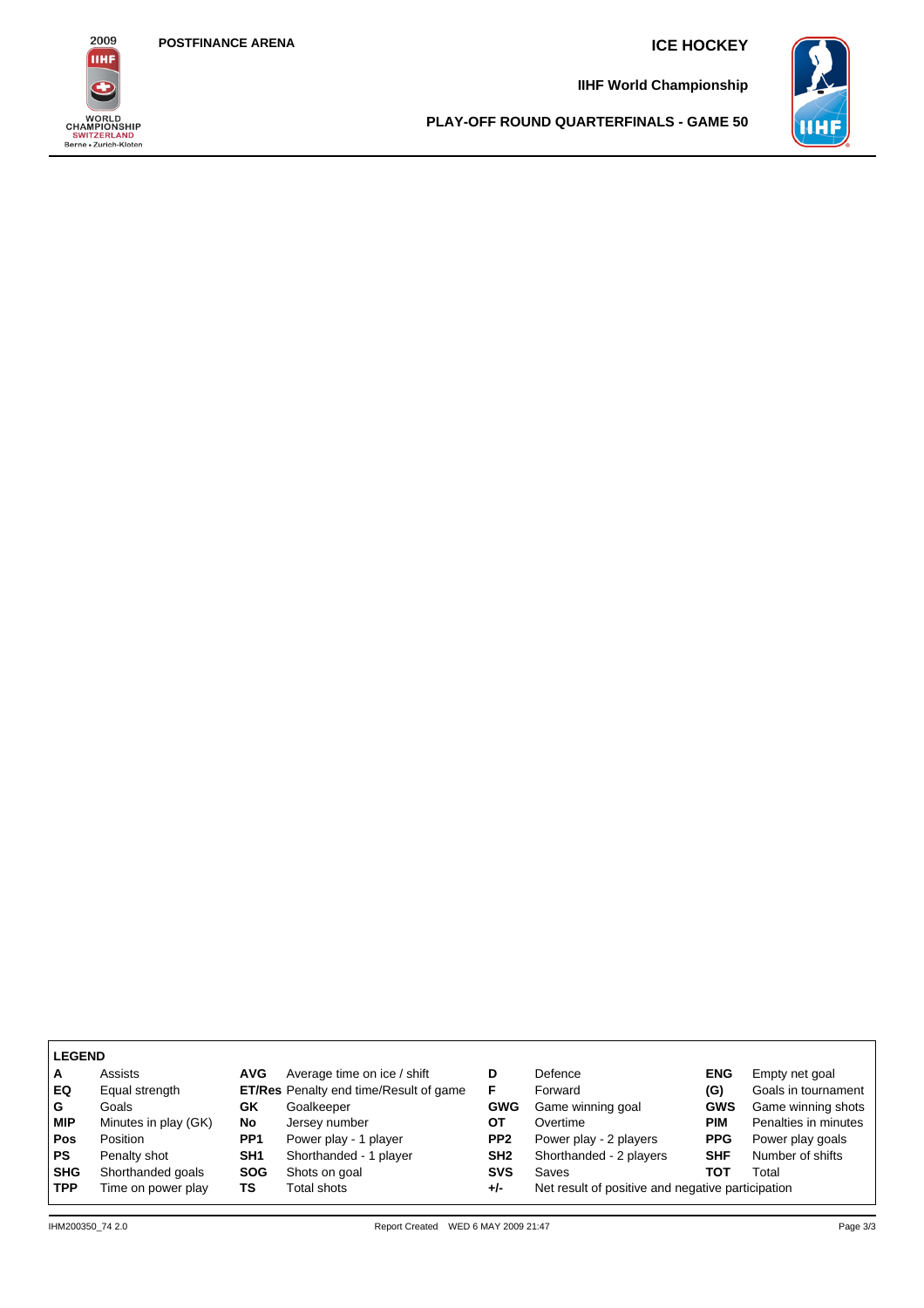| LEGEND | | | | | | | |
|---|---|---|---|---|---|---|---|
| **A** | Assists | **AVG** | Average time on ice / shift | **D** | Defence | **ENG** | Empty net goal |
| **EQ** | Equal strength | **ET/Res** | Penalty end time/Result of game | **F** | Forward | **(G)** | Goals in tournament |
| **G** | Goals | **GK** | Goalkeeper | **GWG** | Game winning goal | **GWS** | Game winning shots |
| **MIP** | Minutes in play (GK) | **No** | Jersey number | **OT** | Overtime | **PIM** | Penalties in minutes |
| **Pos** | Position | **PP1** | Power play - 1 player | **PP2** | Power play - 2 players | **PPG** | Power play goals |
| **PS** | Penalty shot | **SH1** | Shorthanded - 1 player | **SH2** | Shorthanded - 2 players | **SHF** | Number of shifts |
| **SHG** | Shorthanded goals | **SOG** | Shots on goal | **SVS** | Saves | **TOT** | Total |
| **TPP** | Time on power play | **TS** | Total shots | **+/-** | Net result of positive and negative participation | | |

IHM200350_74 2.0

Report Created WED 6 MAY 2009 21:47